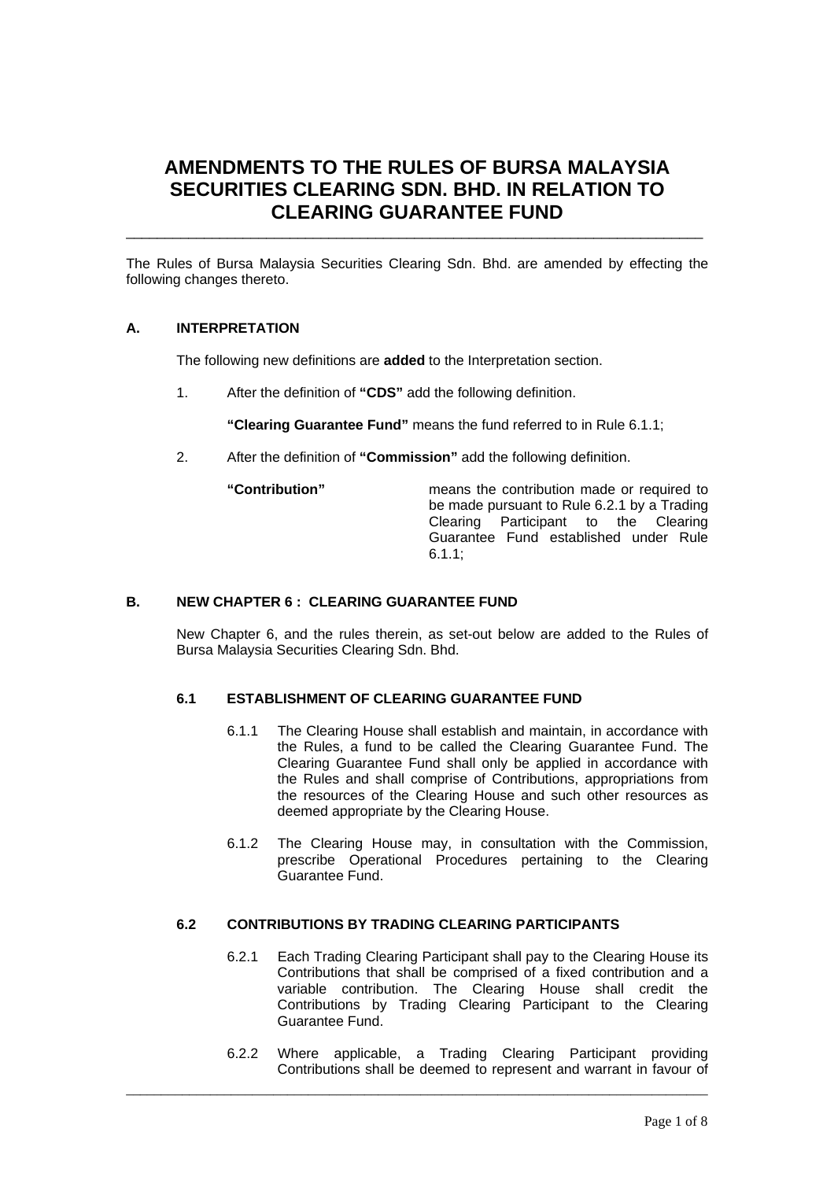# AMENDMENTS TO THE RULES OF BURSA MALAYSIA SECURITIES CLEARING SDN. BHD. IN RELATION TO CLEARING GUARANTEE FUND

The Rules of Bursa Malaysia Securities Clearing Sdn. Bhd. are amended by effecting the following changes thereto.

## A. INTERPRETATION

The following new definitions are **added** to the Interpretation section.

1. After the definition of **"CDS"** add the following definition.

   **"Clearing Guarantee Fund"** means the fund referred to in Rule 6.1.1;

2. After the definition of **"Commission"** add the following definition.

   **"Contribution"** means the contribution made or required to be made pursuant to Rule 6.2.1 by a Trading Clearing Participant to the Clearing Guarantee Fund established under Rule 6.1.1;

## B. NEW CHAPTER 6 : CLEARING GUARANTEE FUND

New Chapter 6, and the rules therein, as set-out below are added to the Rules of Bursa Malaysia Securities Clearing Sdn. Bhd.

### 6.1 ESTABLISHMENT OF CLEARING GUARANTEE FUND

6.1.1 The Clearing House shall establish and maintain, in accordance with the Rules, a fund to be called the Clearing Guarantee Fund. The Clearing Guarantee Fund shall only be applied in accordance with the Rules and shall comprise of Contributions, appropriations from the resources of the Clearing House and such other resources as deemed appropriate by the Clearing House.

6.1.2 The Clearing House may, in consultation with the Commission, prescribe Operational Procedures pertaining to the Clearing Guarantee Fund.

### 6.2 CONTRIBUTIONS BY TRADING CLEARING PARTICIPANTS

6.2.1 Each Trading Clearing Participant shall pay to the Clearing House its Contributions that shall be comprised of a fixed contribution and a variable contribution. The Clearing House shall credit the Contributions by Trading Clearing Participant to the Clearing Guarantee Fund.

6.2.2 Where applicable, a Trading Clearing Participant providing Contributions shall be deemed to represent and warrant in favour of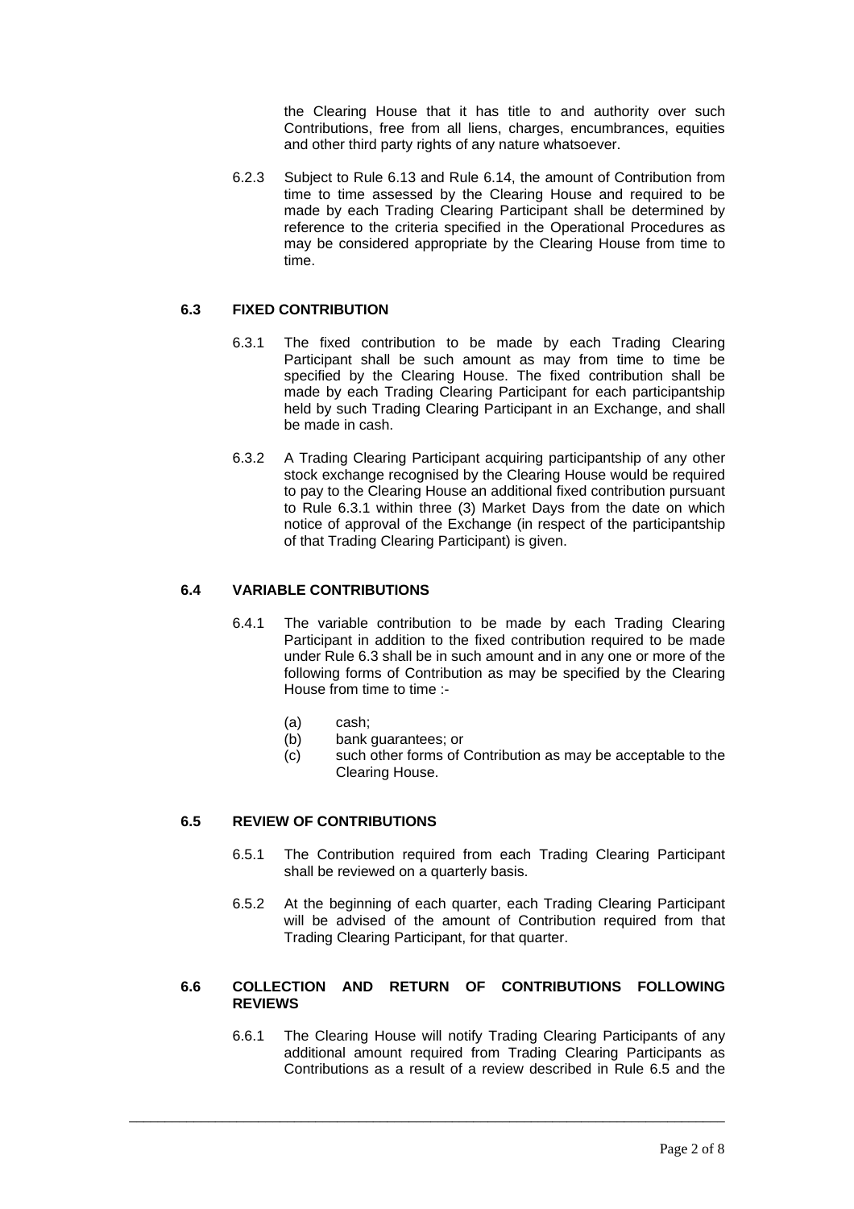the Clearing House that it has title to and authority over such Contributions, free from all liens, charges, encumbrances, equities and other third party rights of any nature whatsoever.

6.2.3 Subject to Rule 6.13 and Rule 6.14, the amount of Contribution from time to time assessed by the Clearing House and required to be made by each Trading Clearing Participant shall be determined by reference to the criteria specified in the Operational Procedures as may be considered appropriate by the Clearing House from time to time.

### 6.3 FIXED CONTRIBUTION

6.3.1 The fixed contribution to be made by each Trading Clearing Participant shall be such amount as may from time to time be specified by the Clearing House. The fixed contribution shall be made by each Trading Clearing Participant for each participantship held by such Trading Clearing Participant in an Exchange, and shall be made in cash.

6.3.2 A Trading Clearing Participant acquiring participantship of any other stock exchange recognised by the Clearing House would be required to pay to the Clearing House an additional fixed contribution pursuant to Rule 6.3.1 within three (3) Market Days from the date on which notice of approval of the Exchange (in respect of the participantship of that Trading Clearing Participant) is given.

### 6.4 VARIABLE CONTRIBUTIONS

6.4.1 The variable contribution to be made by each Trading Clearing Participant in addition to the fixed contribution required to be made under Rule 6.3 shall be in such amount and in any one or more of the following forms of Contribution as may be specified by the Clearing House from time to time :-

(a) cash;
(b) bank guarantees; or
(c) such other forms of Contribution as may be acceptable to the Clearing House.

### 6.5 REVIEW OF CONTRIBUTIONS

6.5.1 The Contribution required from each Trading Clearing Participant shall be reviewed on a quarterly basis.

6.5.2 At the beginning of each quarter, each Trading Clearing Participant will be advised of the amount of Contribution required from that Trading Clearing Participant, for that quarter.

### 6.6 COLLECTION AND RETURN OF CONTRIBUTIONS FOLLOWING REVIEWS

6.6.1 The Clearing House will notify Trading Clearing Participants of any additional amount required from Trading Clearing Participants as Contributions as a result of a review described in Rule 6.5 and the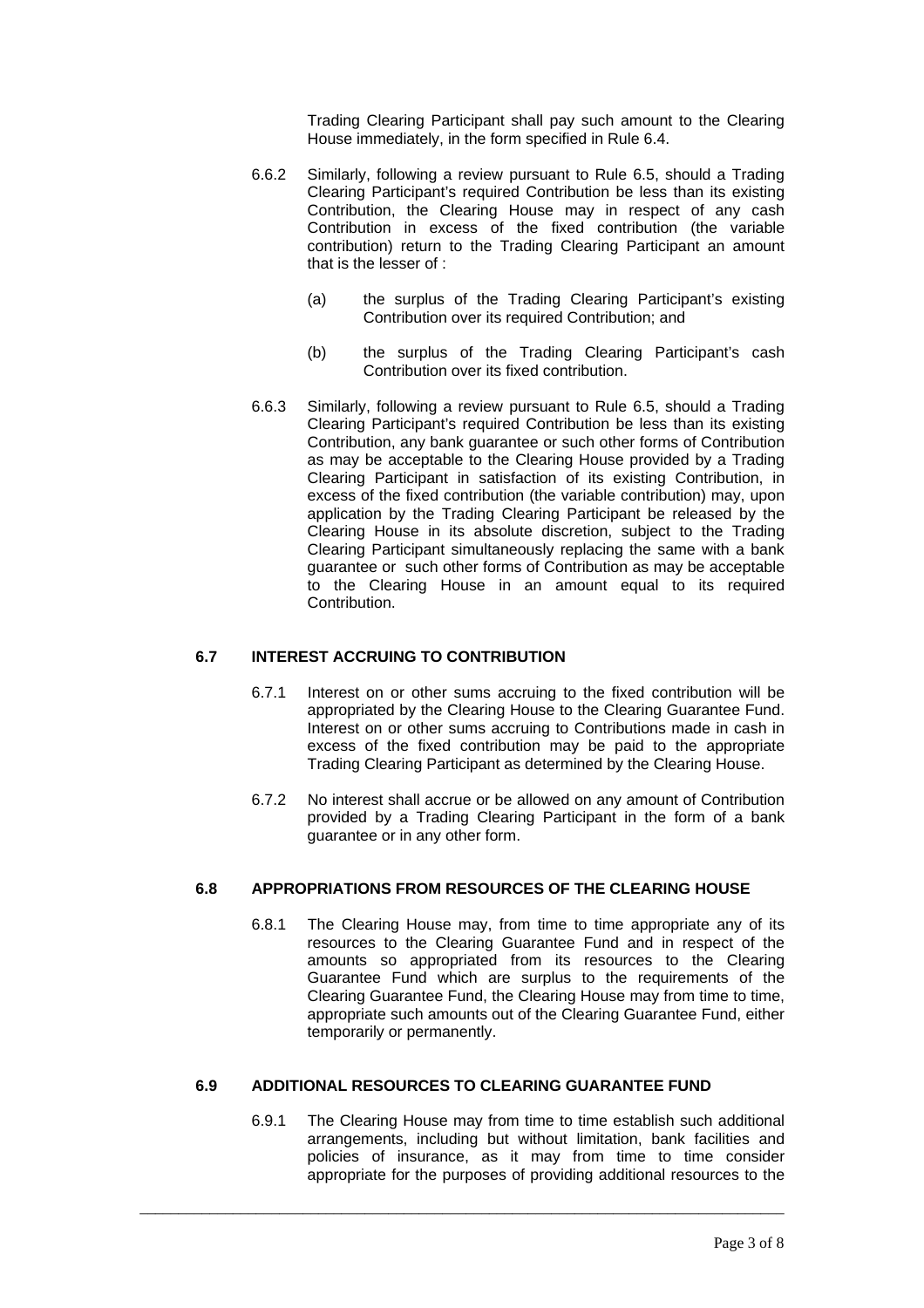Trading Clearing Participant shall pay such amount to the Clearing House immediately, in the form specified in Rule 6.4.

6.6.2 Similarly, following a review pursuant to Rule 6.5, should a Trading Clearing Participant's required Contribution be less than its existing Contribution, the Clearing House may in respect of any cash Contribution in excess of the fixed contribution (the variable contribution) return to the Trading Clearing Participant an amount that is the lesser of :

(a) the surplus of the Trading Clearing Participant's existing Contribution over its required Contribution; and

(b) the surplus of the Trading Clearing Participant's cash Contribution over its fixed contribution.

6.6.3 Similarly, following a review pursuant to Rule 6.5, should a Trading Clearing Participant's required Contribution be less than its existing Contribution, any bank guarantee or such other forms of Contribution as may be acceptable to the Clearing House provided by a Trading Clearing Participant in satisfaction of its existing Contribution, in excess of the fixed contribution (the variable contribution) may, upon application by the Trading Clearing Participant be released by the Clearing House in its absolute discretion, subject to the Trading Clearing Participant simultaneously replacing the same with a bank guarantee or such other forms of Contribution as may be acceptable to the Clearing House in an amount equal to its required Contribution.

### 6.7 INTEREST ACCRUING TO CONTRIBUTION

6.7.1 Interest on or other sums accruing to the fixed contribution will be appropriated by the Clearing House to the Clearing Guarantee Fund. Interest on or other sums accruing to Contributions made in cash in excess of the fixed contribution may be paid to the appropriate Trading Clearing Participant as determined by the Clearing House.

6.7.2 No interest shall accrue or be allowed on any amount of Contribution provided by a Trading Clearing Participant in the form of a bank guarantee or in any other form.

### 6.8 APPROPRIATIONS FROM RESOURCES OF THE CLEARING HOUSE

6.8.1 The Clearing House may, from time to time appropriate any of its resources to the Clearing Guarantee Fund and in respect of the amounts so appropriated from its resources to the Clearing Guarantee Fund which are surplus to the requirements of the Clearing Guarantee Fund, the Clearing House may from time to time, appropriate such amounts out of the Clearing Guarantee Fund, either temporarily or permanently.

### 6.9 ADDITIONAL RESOURCES TO CLEARING GUARANTEE FUND

6.9.1 The Clearing House may from time to time establish such additional arrangements, including but without limitation, bank facilities and policies of insurance, as it may from time to time consider appropriate for the purposes of providing additional resources to the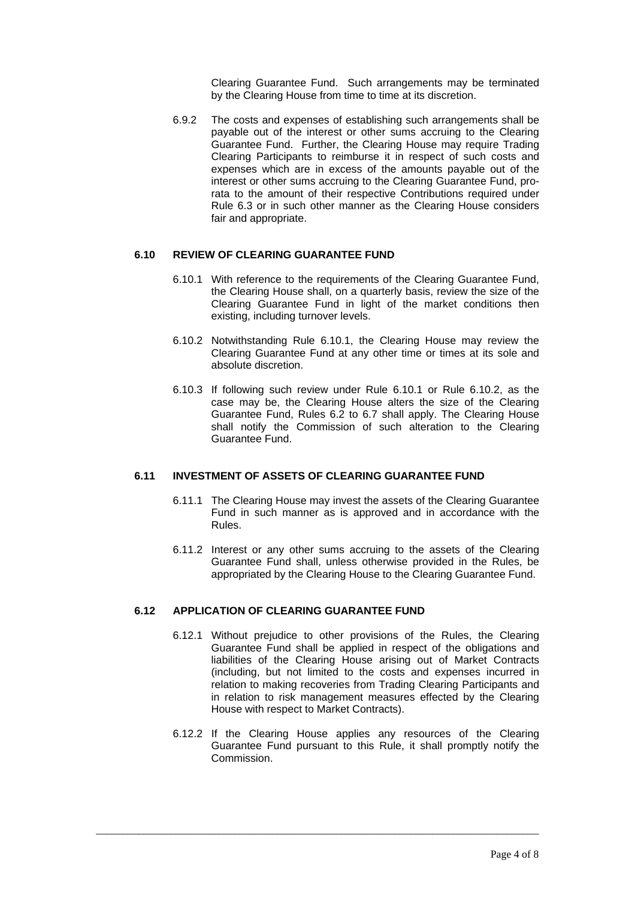Clearing Guarantee Fund. Such arrangements may be terminated by the Clearing House from time to time at its discretion.

6.9.2 The costs and expenses of establishing such arrangements shall be payable out of the interest or other sums accruing to the Clearing Guarantee Fund. Further, the Clearing House may require Trading Clearing Participants to reimburse it in respect of such costs and expenses which are in excess of the amounts payable out of the interest or other sums accruing to the Clearing Guarantee Fund, pro-rata to the amount of their respective Contributions required under Rule 6.3 or in such other manner as the Clearing House considers fair and appropriate.

### 6.10 REVIEW OF CLEARING GUARANTEE FUND

6.10.1 With reference to the requirements of the Clearing Guarantee Fund, the Clearing House shall, on a quarterly basis, review the size of the Clearing Guarantee Fund in light of the market conditions then existing, including turnover levels.

6.10.2 Notwithstanding Rule 6.10.1, the Clearing House may review the Clearing Guarantee Fund at any other time or times at its sole and absolute discretion.

6.10.3 If following such review under Rule 6.10.1 or Rule 6.10.2, as the case may be, the Clearing House alters the size of the Clearing Guarantee Fund, Rules 6.2 to 6.7 shall apply. The Clearing House shall notify the Commission of such alteration to the Clearing Guarantee Fund.

### 6.11 INVESTMENT OF ASSETS OF CLEARING GUARANTEE FUND

6.11.1 The Clearing House may invest the assets of the Clearing Guarantee Fund in such manner as is approved and in accordance with the Rules.

6.11.2 Interest or any other sums accruing to the assets of the Clearing Guarantee Fund shall, unless otherwise provided in the Rules, be appropriated by the Clearing House to the Clearing Guarantee Fund.

### 6.12 APPLICATION OF CLEARING GUARANTEE FUND

6.12.1 Without prejudice to other provisions of the Rules, the Clearing Guarantee Fund shall be applied in respect of the obligations and liabilities of the Clearing House arising out of Market Contracts (including, but not limited to the costs and expenses incurred in relation to making recoveries from Trading Clearing Participants and in relation to risk management measures effected by the Clearing House with respect to Market Contracts).

6.12.2 If the Clearing House applies any resources of the Clearing Guarantee Fund pursuant to this Rule, it shall promptly notify the Commission.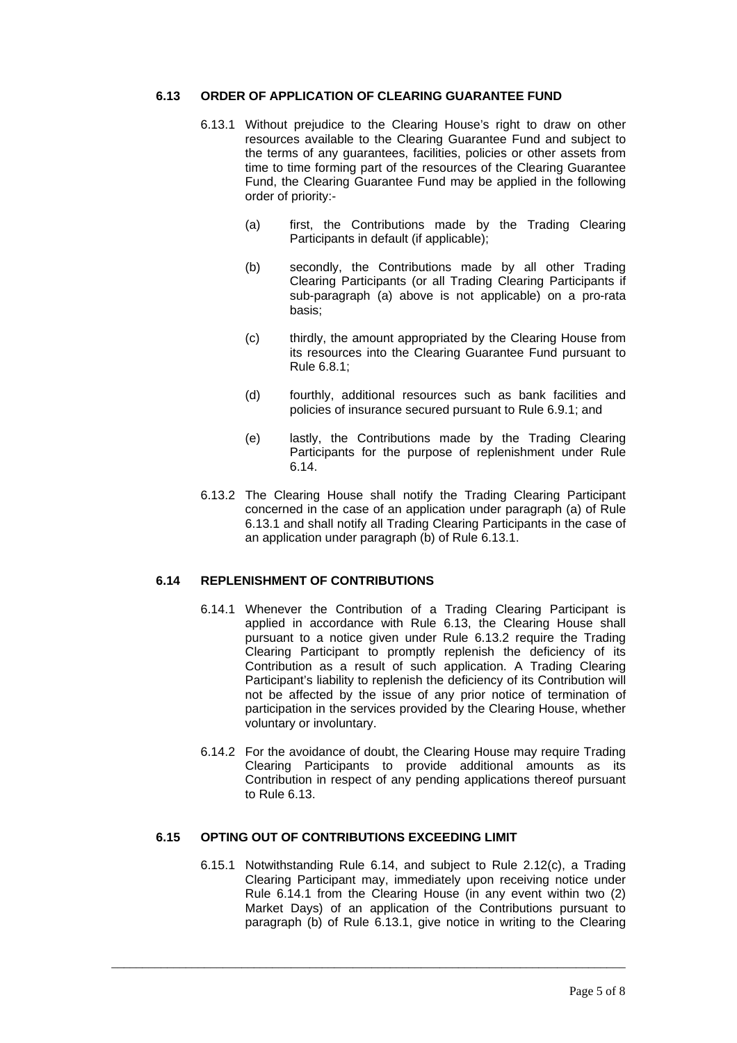### 6.13 ORDER OF APPLICATION OF CLEARING GUARANTEE FUND

6.13.1 Without prejudice to the Clearing House's right to draw on other resources available to the Clearing Guarantee Fund and subject to the terms of any guarantees, facilities, policies or other assets from time to time forming part of the resources of the Clearing Guarantee Fund, the Clearing Guarantee Fund may be applied in the following order of priority:-

(a) first, the Contributions made by the Trading Clearing Participants in default (if applicable);

(b) secondly, the Contributions made by all other Trading Clearing Participants (or all Trading Clearing Participants if sub-paragraph (a) above is not applicable) on a pro-rata basis;

(c) thirdly, the amount appropriated by the Clearing House from its resources into the Clearing Guarantee Fund pursuant to Rule 6.8.1;

(d) fourthly, additional resources such as bank facilities and policies of insurance secured pursuant to Rule 6.9.1; and

(e) lastly, the Contributions made by the Trading Clearing Participants for the purpose of replenishment under Rule 6.14.

6.13.2 The Clearing House shall notify the Trading Clearing Participant concerned in the case of an application under paragraph (a) of Rule 6.13.1 and shall notify all Trading Clearing Participants in the case of an application under paragraph (b) of Rule 6.13.1.

### 6.14 REPLENISHMENT OF CONTRIBUTIONS

6.14.1 Whenever the Contribution of a Trading Clearing Participant is applied in accordance with Rule 6.13, the Clearing House shall pursuant to a notice given under Rule 6.13.2 require the Trading Clearing Participant to promptly replenish the deficiency of its Contribution as a result of such application. A Trading Clearing Participant's liability to replenish the deficiency of its Contribution will not be affected by the issue of any prior notice of termination of participation in the services provided by the Clearing House, whether voluntary or involuntary.

6.14.2 For the avoidance of doubt, the Clearing House may require Trading Clearing Participants to provide additional amounts as its Contribution in respect of any pending applications thereof pursuant to Rule 6.13.

### 6.15 OPTING OUT OF CONTRIBUTIONS EXCEEDING LIMIT

6.15.1 Notwithstanding Rule 6.14, and subject to Rule 2.12(c), a Trading Clearing Participant may, immediately upon receiving notice under Rule 6.14.1 from the Clearing House (in any event within two (2) Market Days) of an application of the Contributions pursuant to paragraph (b) of Rule 6.13.1, give notice in writing to the Clearing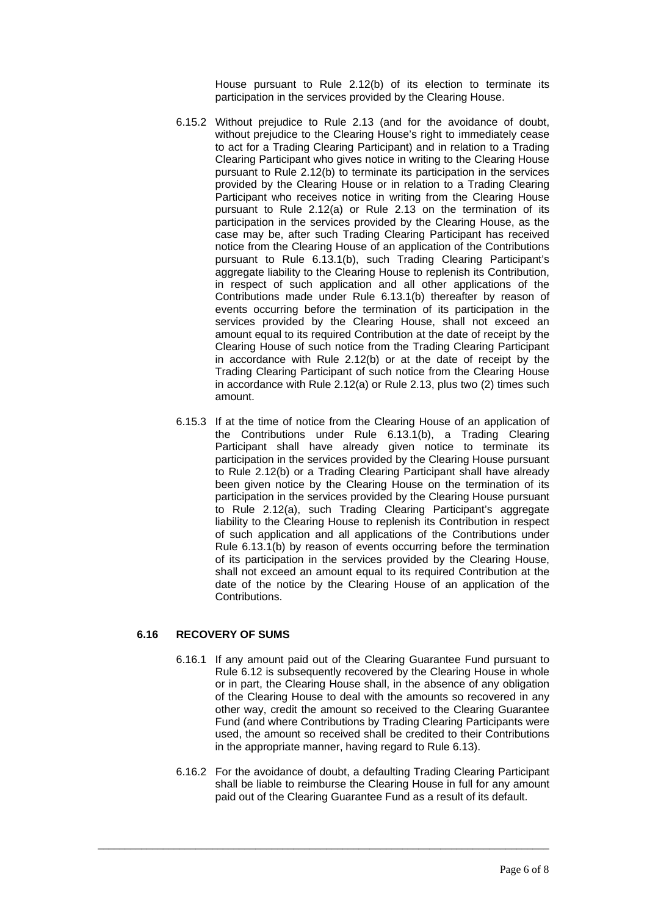House pursuant to Rule 2.12(b) of its election to terminate its participation in the services provided by the Clearing House.

6.15.2 Without prejudice to Rule 2.13 (and for the avoidance of doubt, without prejudice to the Clearing House's right to immediately cease to act for a Trading Clearing Participant) and in relation to a Trading Clearing Participant who gives notice in writing to the Clearing House pursuant to Rule 2.12(b) to terminate its participation in the services provided by the Clearing House or in relation to a Trading Clearing Participant who receives notice in writing from the Clearing House pursuant to Rule 2.12(a) or Rule 2.13 on the termination of its participation in the services provided by the Clearing House, as the case may be, after such Trading Clearing Participant has received notice from the Clearing House of an application of the Contributions pursuant to Rule 6.13.1(b), such Trading Clearing Participant's aggregate liability to the Clearing House to replenish its Contribution, in respect of such application and all other applications of the Contributions made under Rule 6.13.1(b) thereafter by reason of events occurring before the termination of its participation in the services provided by the Clearing House, shall not exceed an amount equal to its required Contribution at the date of receipt by the Clearing House of such notice from the Trading Clearing Participant in accordance with Rule 2.12(b) or at the date of receipt by the Trading Clearing Participant of such notice from the Clearing House in accordance with Rule 2.12(a) or Rule 2.13, plus two (2) times such amount.

6.15.3 If at the time of notice from the Clearing House of an application of the Contributions under Rule 6.13.1(b), a Trading Clearing Participant shall have already given notice to terminate its participation in the services provided by the Clearing House pursuant to Rule 2.12(b) or a Trading Clearing Participant shall have already been given notice by the Clearing House on the termination of its participation in the services provided by the Clearing House pursuant to Rule 2.12(a), such Trading Clearing Participant's aggregate liability to the Clearing House to replenish its Contribution in respect of such application and all applications of the Contributions under Rule 6.13.1(b) by reason of events occurring before the termination of its participation in the services provided by the Clearing House, shall not exceed an amount equal to its required Contribution at the date of the notice by the Clearing House of an application of the Contributions.

### 6.16 RECOVERY OF SUMS

6.16.1 If any amount paid out of the Clearing Guarantee Fund pursuant to Rule 6.12 is subsequently recovered by the Clearing House in whole or in part, the Clearing House shall, in the absence of any obligation of the Clearing House to deal with the amounts so recovered in any other way, credit the amount so received to the Clearing Guarantee Fund (and where Contributions by Trading Clearing Participants were used, the amount so received shall be credited to their Contributions in the appropriate manner, having regard to Rule 6.13).

6.16.2 For the avoidance of doubt, a defaulting Trading Clearing Participant shall be liable to reimburse the Clearing House in full for any amount paid out of the Clearing Guarantee Fund as a result of its default.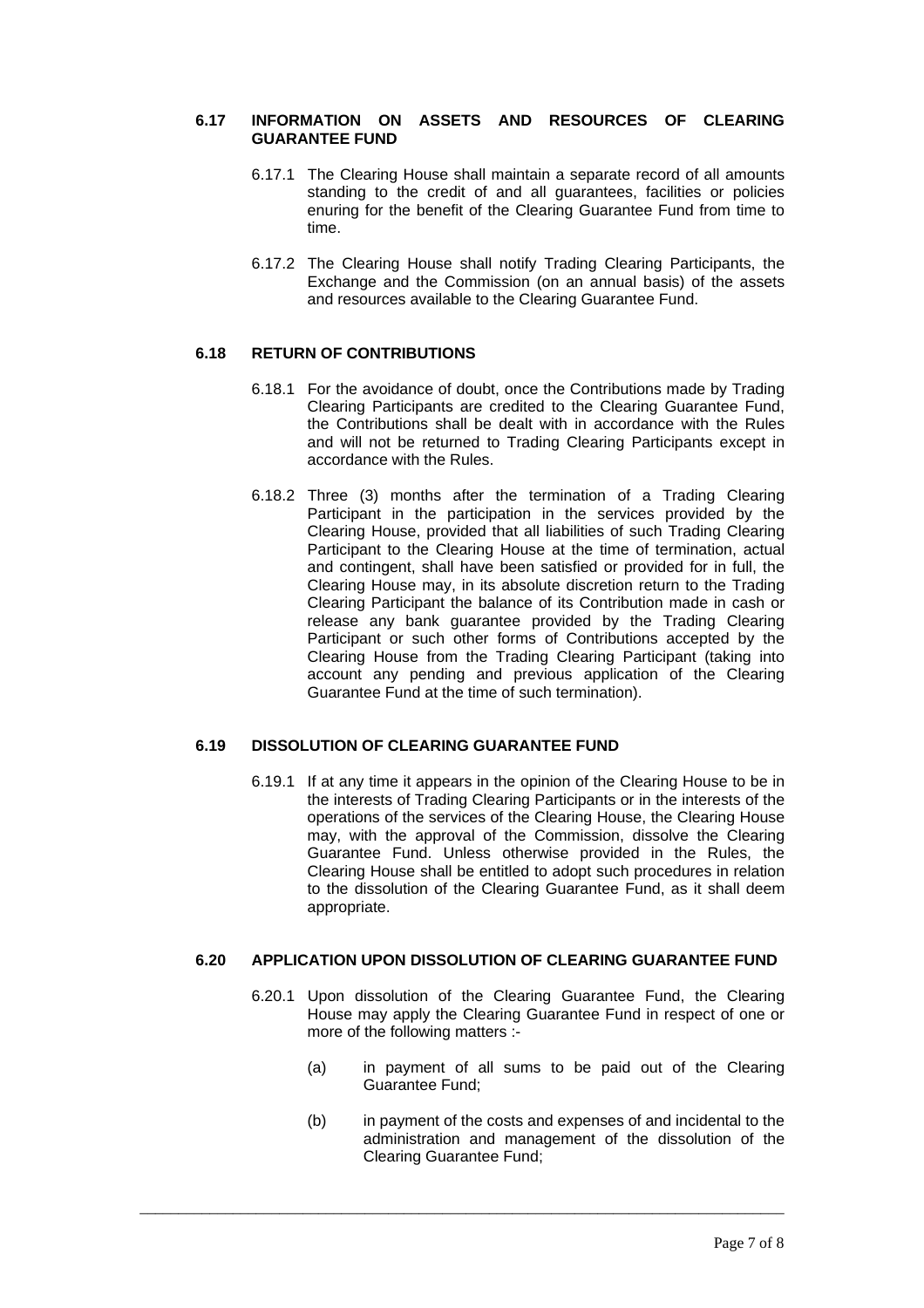### 6.17 INFORMATION ON ASSETS AND RESOURCES OF CLEARING GUARANTEE FUND

6.17.1 The Clearing House shall maintain a separate record of all amounts standing to the credit of and all guarantees, facilities or policies enuring for the benefit of the Clearing Guarantee Fund from time to time.

6.17.2 The Clearing House shall notify Trading Clearing Participants, the Exchange and the Commission (on an annual basis) of the assets and resources available to the Clearing Guarantee Fund.

### 6.18 RETURN OF CONTRIBUTIONS

6.18.1 For the avoidance of doubt, once the Contributions made by Trading Clearing Participants are credited to the Clearing Guarantee Fund, the Contributions shall be dealt with in accordance with the Rules and will not be returned to Trading Clearing Participants except in accordance with the Rules.

6.18.2 Three (3) months after the termination of a Trading Clearing Participant in the participation in the services provided by the Clearing House, provided that all liabilities of such Trading Clearing Participant to the Clearing House at the time of termination, actual and contingent, shall have been satisfied or provided for in full, the Clearing House may, in its absolute discretion return to the Trading Clearing Participant the balance of its Contribution made in cash or release any bank guarantee provided by the Trading Clearing Participant or such other forms of Contributions accepted by the Clearing House from the Trading Clearing Participant (taking into account any pending and previous application of the Clearing Guarantee Fund at the time of such termination).

### 6.19 DISSOLUTION OF CLEARING GUARANTEE FUND

6.19.1 If at any time it appears in the opinion of the Clearing House to be in the interests of Trading Clearing Participants or in the interests of the operations of the services of the Clearing House, the Clearing House may, with the approval of the Commission, dissolve the Clearing Guarantee Fund. Unless otherwise provided in the Rules, the Clearing House shall be entitled to adopt such procedures in relation to the dissolution of the Clearing Guarantee Fund, as it shall deem appropriate.

### 6.20 APPLICATION UPON DISSOLUTION OF CLEARING GUARANTEE FUND

6.20.1 Upon dissolution of the Clearing Guarantee Fund, the Clearing House may apply the Clearing Guarantee Fund in respect of one or more of the following matters :-

(a) in payment of all sums to be paid out of the Clearing Guarantee Fund;

(b) in payment of the costs and expenses of and incidental to the administration and management of the dissolution of the Clearing Guarantee Fund;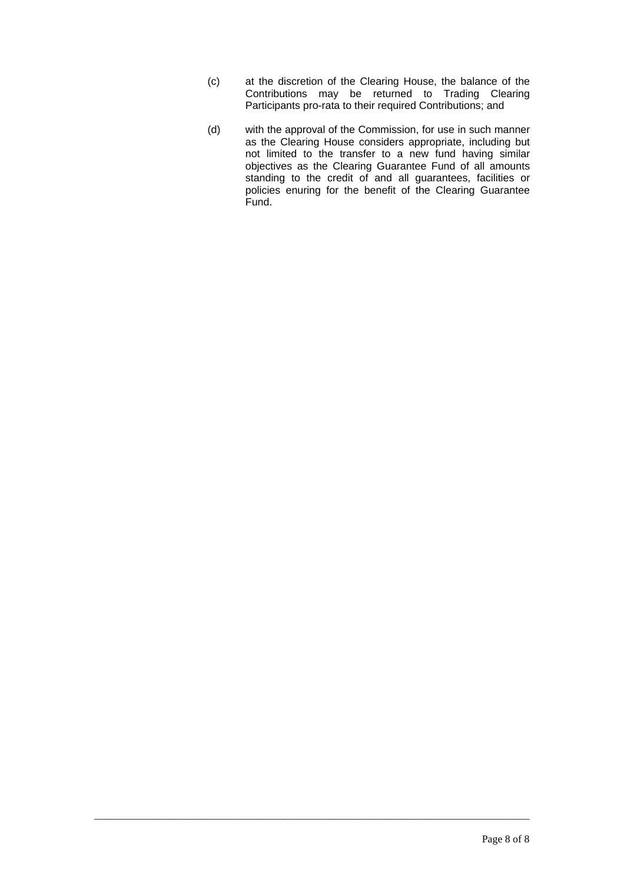(c) at the discretion of the Clearing House, the balance of the Contributions may be returned to Trading Clearing Participants pro-rata to their required Contributions; and

(d) with the approval of the Commission, for use in such manner as the Clearing House considers appropriate, including but not limited to the transfer to a new fund having similar objectives as the Clearing Guarantee Fund of all amounts standing to the credit of and all guarantees, facilities or policies enuring for the benefit of the Clearing Guarantee Fund.